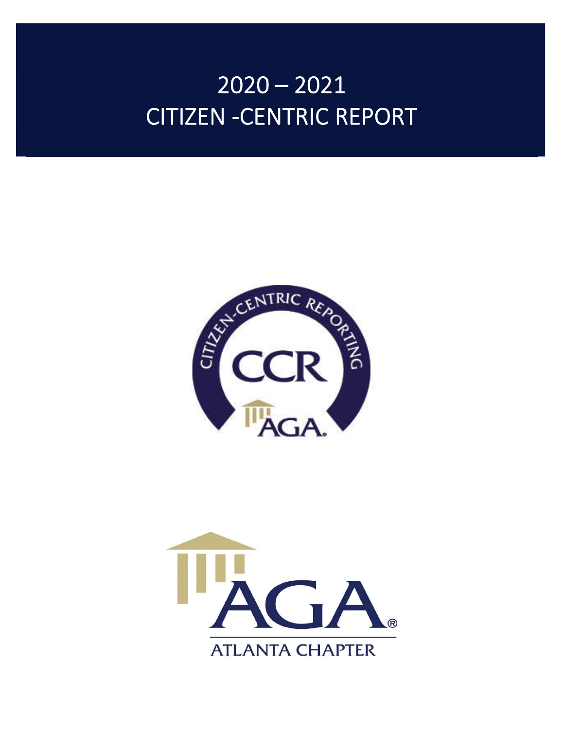# 2020 – 2021 CITIZEN -CENTRIC REPORT

CITIZEN-CENTRIC REPORTING

CCR

AGA.

AGA®

ATLANTA CHAPTER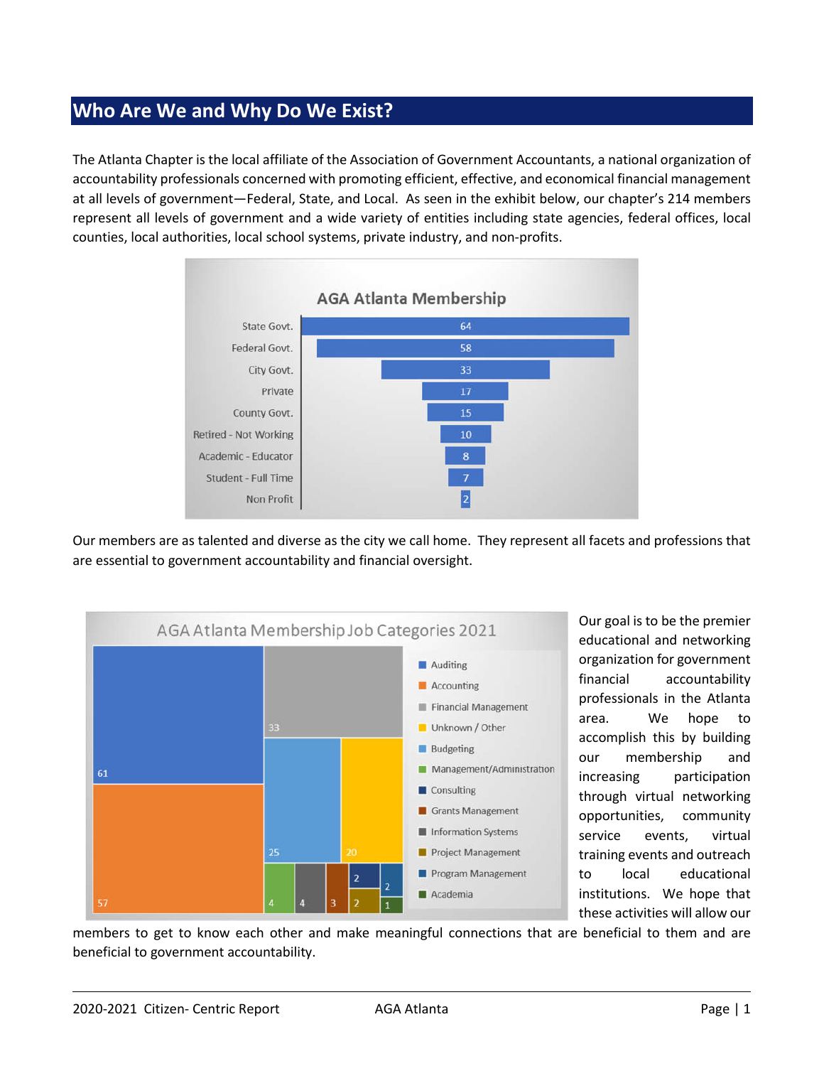# Who Are We and Why Do We Exist?

The Atlanta Chapter is the local affiliate of the Association of Government Accountants, a national organization of accountability professionals concerned with promoting efficient, effective, and economical financial management at all levels of government—Federal, State, and Local. As seen in the exhibit below, our chapter's 214 members represent all levels of government and a wide variety of entities including state agencies, federal offices, local counties, local authorities, local school systems, private industry, and non-profits.

**AGA Atlanta Membership**

| Category | Members |
|---|---|
| State Govt. | 64 |
| Federal Govt. | 58 |
| City Govt. | 33 |
| Private | 17 |
| County Govt. | 15 |
| Retired - Not Working | 10 |
| Academic - Educator | 8 |
| Student - Full Time | 7 |
| Non Profit | 2 |

Our members are as talented and diverse as the city we call home. They represent all facets and professions that are essential to government accountability and financial oversight.

**AGA Atlanta Membership Job Categories 2021**

| Job Category | Members |
|---|---|
| Auditing | 61 |
| Accounting | 57 |
| Financial Management | 33 |
| Unknown / Other | 20 |
| Budgeting | 25 |
| Management/Administration | 4 |
| Consulting | 2 |
| Grants Management | 3 |
| Information Systems | 4 |
| Project Management | 2 |
| Program Management | 2 |
| Academia | 1 |

Our goal is to be the premier educational and networking organization for government financial accountability professionals in the Atlanta area. We hope to accomplish this by building our membership and increasing participation through virtual networking opportunities, community service events, virtual training events and outreach to local educational institutions. We hope that these activities will allow our members to get to know each other and make meaningful connections that are beneficial to them and are beneficial to government accountability.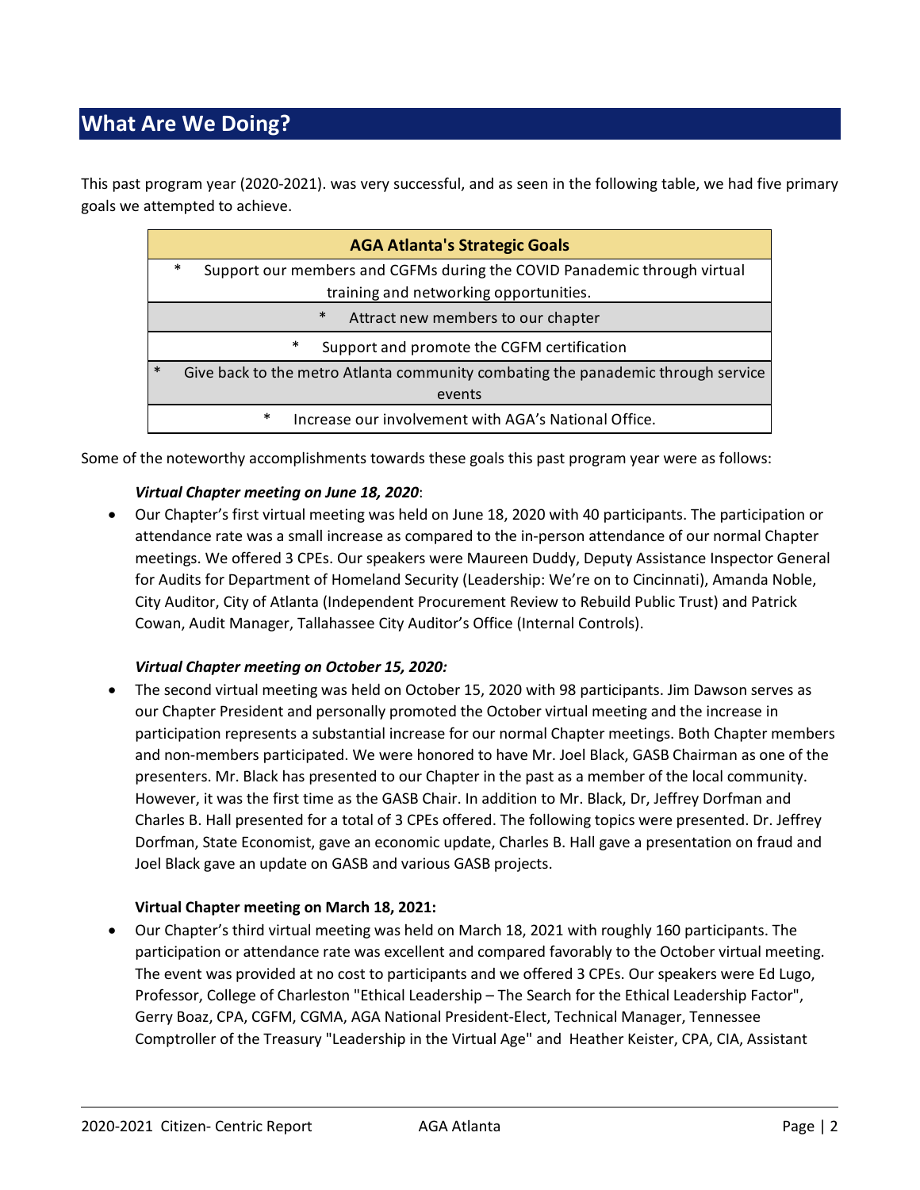## What Are We Doing?

This past program year (2020-2021). was very successful, and as seen in the following table, we had five primary goals we attempted to achieve.

| AGA Atlanta's Strategic Goals |
| --- |
| * Support our members and CGFMs during the COVID Panademic through virtual training and networking opportunities. |
| * Attract new members to our chapter |
| * Support and promote the CGFM certification |
| * Give back to the metro Atlanta community combating the panademic through service events |
| * Increase our involvement with AGA's National Office. |

Some of the noteworthy accomplishments towards these goals this past program year were as follows:

***Virtual Chapter meeting on June 18, 2020***:

- Our Chapter's first virtual meeting was held on June 18, 2020 with 40 participants. The participation or attendance rate was a small increase as compared to the in-person attendance of our normal Chapter meetings. We offered 3 CPEs. Our speakers were Maureen Duddy, Deputy Assistance Inspector General for Audits for Department of Homeland Security (Leadership: We're on to Cincinnati), Amanda Noble, City Auditor, City of Atlanta (Independent Procurement Review to Rebuild Public Trust) and Patrick Cowan, Audit Manager, Tallahassee City Auditor's Office (Internal Controls).

***Virtual Chapter meeting on October 15, 2020:***

- The second virtual meeting was held on October 15, 2020 with 98 participants. Jim Dawson serves as our Chapter President and personally promoted the October virtual meeting and the increase in participation represents a substantial increase for our normal Chapter meetings. Both Chapter members and non-members participated. We were honored to have Mr. Joel Black, GASB Chairman as one of the presenters. Mr. Black has presented to our Chapter in the past as a member of the local community. However, it was the first time as the GASB Chair. In addition to Mr. Black, Dr, Jeffrey Dorfman and Charles B. Hall presented for a total of 3 CPEs offered. The following topics were presented. Dr. Jeffrey Dorfman, State Economist, gave an economic update, Charles B. Hall gave a presentation on fraud and Joel Black gave an update on GASB and various GASB projects.

**Virtual Chapter meeting on March 18, 2021:**

- Our Chapter's third virtual meeting was held on March 18, 2021 with roughly 160 participants. The participation or attendance rate was excellent and compared favorably to the October virtual meeting. The event was provided at no cost to participants and we offered 3 CPEs. Our speakers were Ed Lugo, Professor, College of Charleston "Ethical Leadership – The Search for the Ethical Leadership Factor", Gerry Boaz, CPA, CGFM, CGMA, AGA National President-Elect, Technical Manager, Tennessee Comptroller of the Treasury "Leadership in the Virtual Age" and Heather Keister, CPA, CIA, Assistant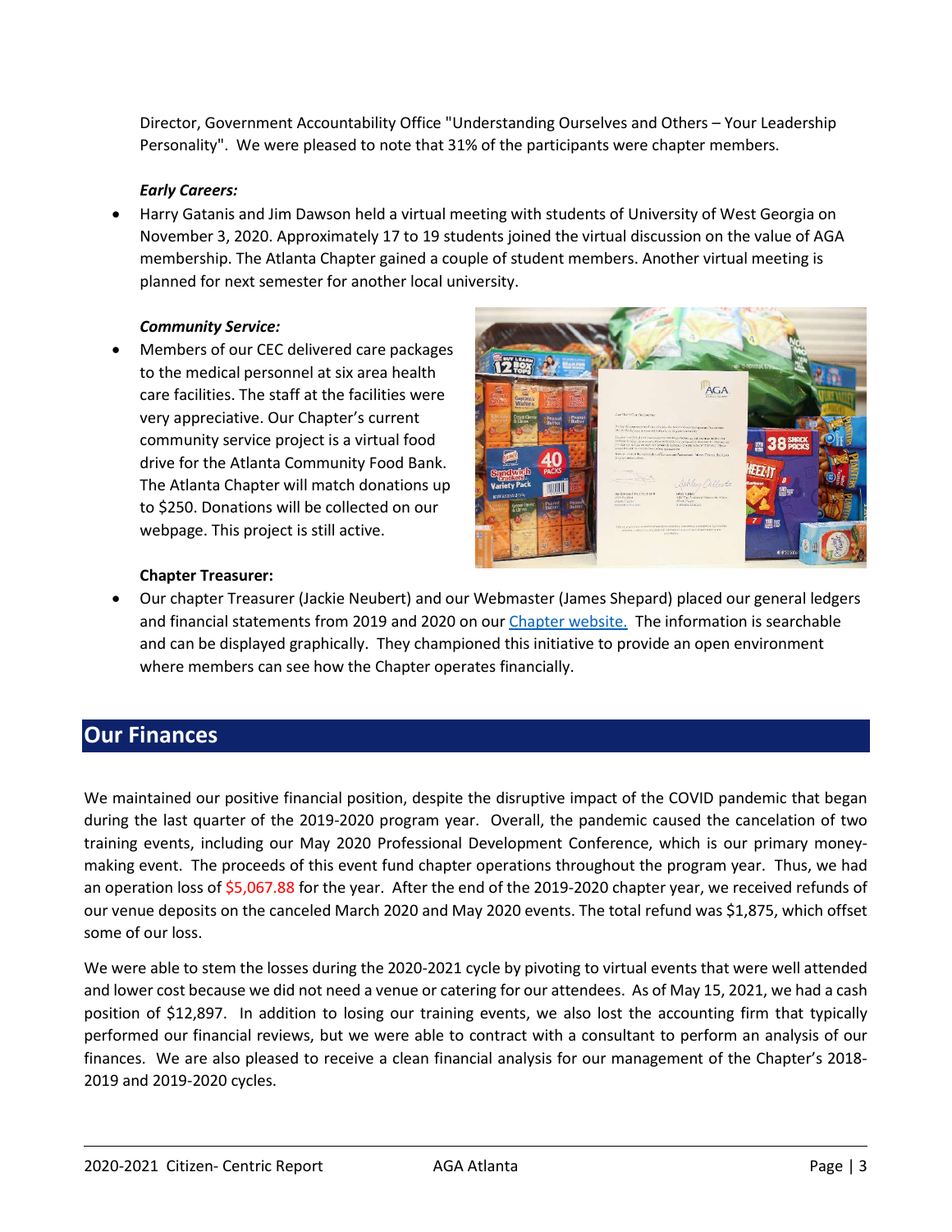Director, Government Accountability Office "Understanding Ourselves and Others – Your Leadership Personality". We were pleased to note that 31% of the participants were chapter members.

***Early Careers:***

- Harry Gatanis and Jim Dawson held a virtual meeting with students of University of West Georgia on November 3, 2020. Approximately 17 to 19 students joined the virtual discussion on the value of AGA membership. The Atlanta Chapter gained a couple of student members. Another virtual meeting is planned for next semester for another local university.

***Community Service:***

- Members of our CEC delivered care packages to the medical personnel at six area health care facilities. The staff at the facilities were very appreciative. Our Chapter's current community service project is a virtual food drive for the Atlanta Community Food Bank. The Atlanta Chapter will match donations up to $250. Donations will be collected on our webpage. This project is still active.

**Chapter Treasurer:**

- Our chapter Treasurer (Jackie Neubert) and our Webmaster (James Shepard) placed our general ledgers and financial statements from 2019 and 2020 on our Chapter website. The information is searchable and can be displayed graphically. They championed this initiative to provide an open environment where members can see how the Chapter operates financially.

## Our Finances

We maintained our positive financial position, despite the disruptive impact of the COVID pandemic that began during the last quarter of the 2019-2020 program year. Overall, the pandemic caused the cancelation of two training events, including our May 2020 Professional Development Conference, which is our primary money-making event. The proceeds of this event fund chapter operations throughout the program year. Thus, we had an operation loss of $5,067.88 for the year. After the end of the 2019-2020 chapter year, we received refunds of our venue deposits on the canceled March 2020 and May 2020 events. The total refund was $1,875, which offset some of our loss.

We were able to stem the losses during the 2020-2021 cycle by pivoting to virtual events that were well attended and lower cost because we did not need a venue or catering for our attendees. As of May 15, 2021, we had a cash position of $12,897. In addition to losing our training events, we also lost the accounting firm that typically performed our financial reviews, but we were able to contract with a consultant to perform an analysis of our finances. We are also pleased to receive a clean financial analysis for our management of the Chapter's 2018-2019 and 2019-2020 cycles.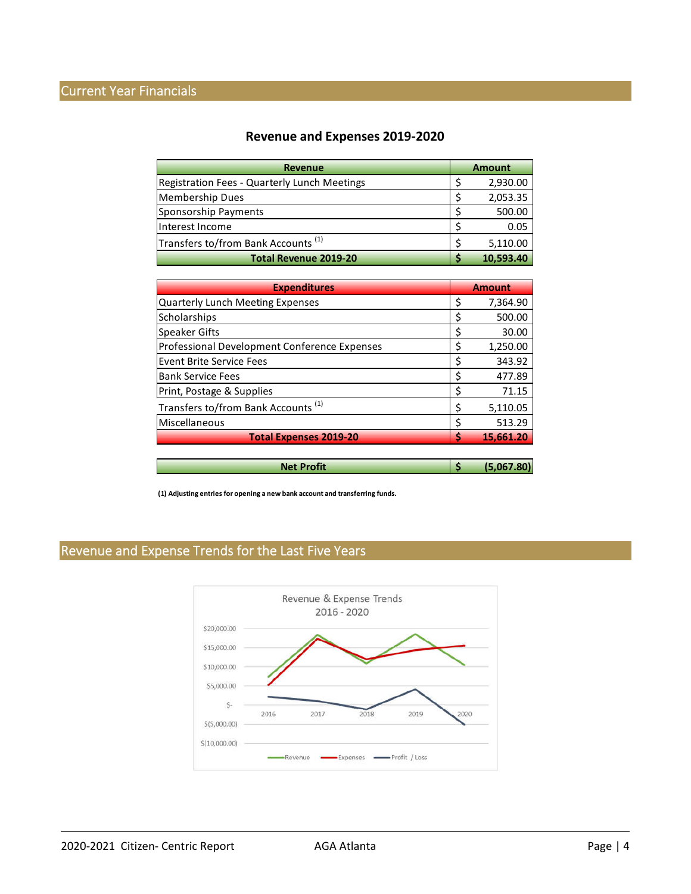## Current Year Financials

### Revenue and Expenses 2019-2020

| Revenue | Amount |
|---|---|
| Registration Fees - Quarterly Lunch Meetings | $ 2,930.00 |
| Membership Dues | $ 2,053.35 |
| Sponsorship Payments | $ 500.00 |
| Interest Income | $ 0.05 |
| Transfers to/from Bank Accounts (1) | $ 5,110.00 |
| **Total Revenue 2019-20** | **$ 10,593.40** |

| Expenditures | Amount |
|---|---|
| Quarterly Lunch Meeting Expenses | $ 7,364.90 |
| Scholarships | $ 500.00 |
| Speaker Gifts | $ 30.00 |
| Professional Development Conference Expenses | $ 1,250.00 |
| Event Brite Service Fees | $ 343.92 |
| Bank Service Fees | $ 477.89 |
| Print, Postage & Supplies | $ 71.15 |
| Transfers to/from Bank Accounts (1) | $ 5,110.05 |
| Miscellaneous | $ 513.29 |
| **Total Expenses 2019-20** | **$ 15,661.20** |

| **Net Profit** | **$ (5,067.80)** |
|---|---|

**(1) Adjusting entries for opening a new bank account and transferring funds.**

## Revenue and Expense Trends for the Last Five Years

Revenue & Expense Trends
2016 - 2020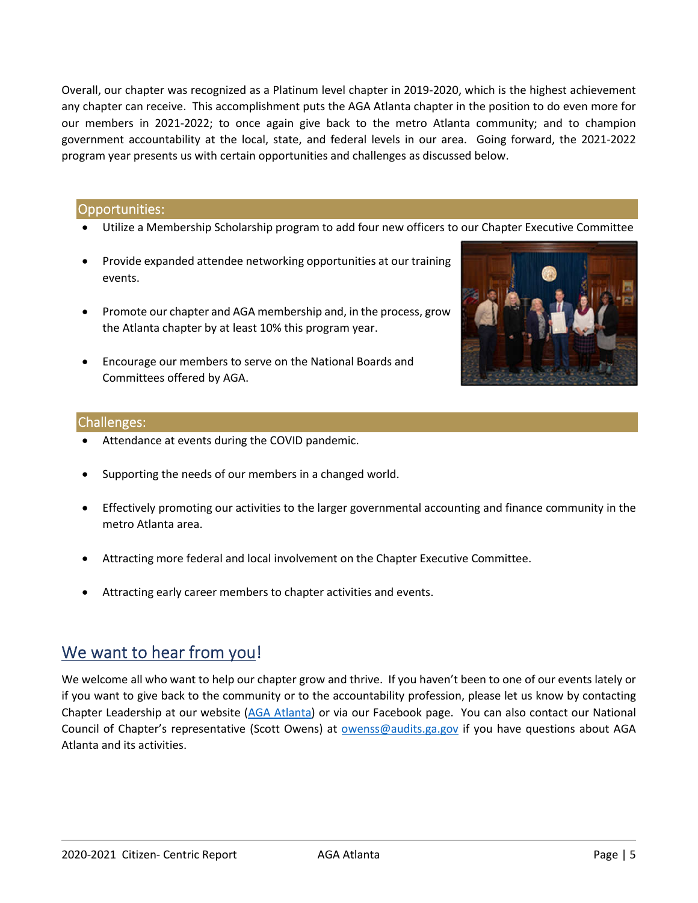Overall, our chapter was recognized as a Platinum level chapter in 2019-2020, which is the highest achievement any chapter can receive. This accomplishment puts the AGA Atlanta chapter in the position to do even more for our members in 2021-2022; to once again give back to the metro Atlanta community; and to champion government accountability at the local, state, and federal levels in our area. Going forward, the 2021-2022 program year presents us with certain opportunities and challenges as discussed below.

## Opportunities:

- Utilize a Membership Scholarship program to add four new officers to our Chapter Executive Committee
- Provide expanded attendee networking opportunities at our training events.
- Promote our chapter and AGA membership and, in the process, grow the Atlanta chapter by at least 10% this program year.
- Encourage our members to serve on the National Boards and Committees offered by AGA.

## Challenges:

- Attendance at events during the COVID pandemic.
- Supporting the needs of our members in a changed world.
- Effectively promoting our activities to the larger governmental accounting and finance community in the metro Atlanta area.
- Attracting more federal and local involvement on the Chapter Executive Committee.
- Attracting early career members to chapter activities and events.

# We want to hear from you!

We welcome all who want to help our chapter grow and thrive. If you haven't been to one of our events lately or if you want to give back to the community or to the accountability profession, please let us know by contacting Chapter Leadership at our website (AGA Atlanta) or via our Facebook page. You can also contact our National Council of Chapter's representative (Scott Owens) at owenss@audits.ga.gov if you have questions about AGA Atlanta and its activities.